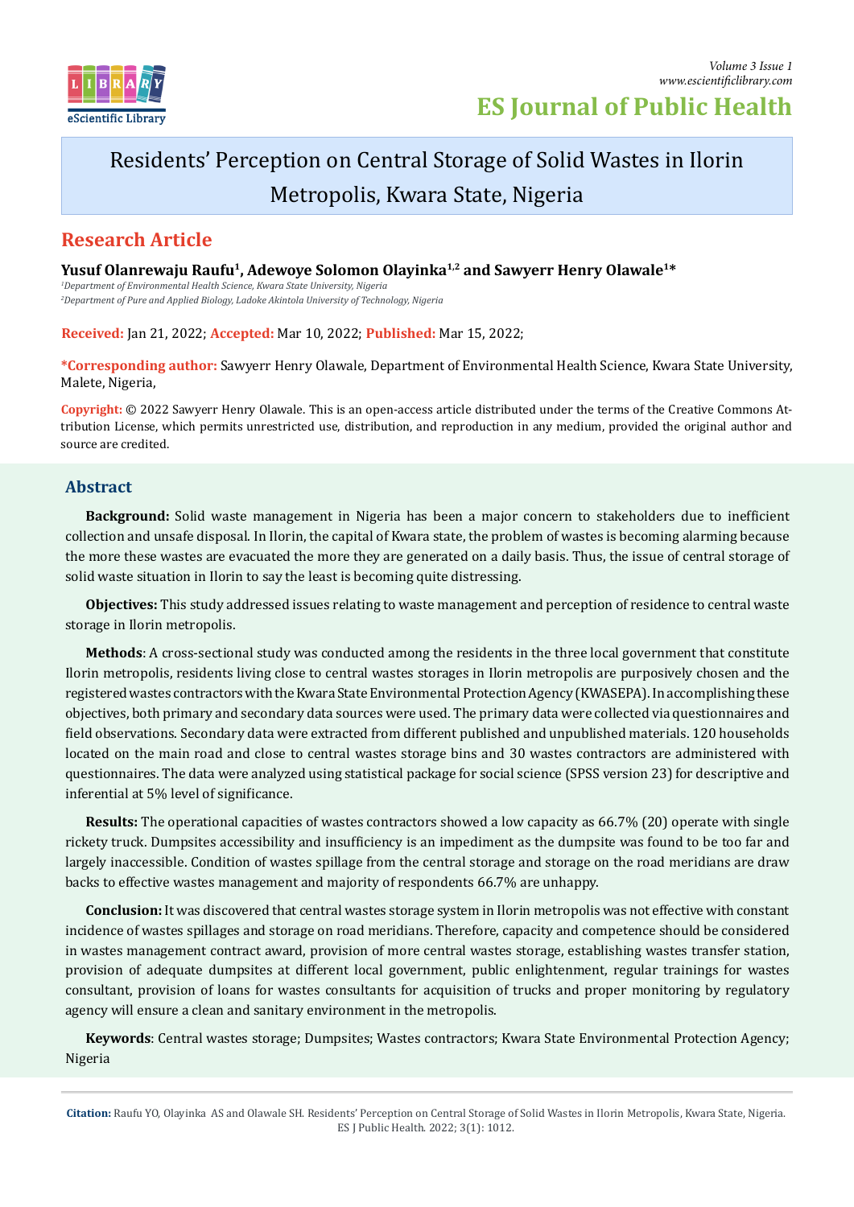# Residents' Perception on Central Storage of Solid Wastes in Ilorin Metropolis, Kwara State, Nigeria

## Research Article

**Yusuf Olanrewaju Raufu[1], Adewoye Solomon Olayinka[1,2] and Sawyerr Henry Olawale[1]***

*[1]Department of Environmental Health Science, Kwara State University, Nigeria*
*[2]Department of Pure and Applied Biology, Ladoke Akintola University of Technology, Nigeria*

**Received:** Jan 21, 2022; **Accepted:** Mar 10, 2022; **Published:** Mar 15, 2022;

***Corresponding author:** Sawyerr Henry Olawale, Department of Environmental Health Science, Kwara State University, Malete, Nigeria,

**Copyright:** © 2022 Sawyerr Henry Olawale. This is an open-access article distributed under the terms of the Creative Commons Attribution License, which permits unrestricted use, distribution, and reproduction in any medium, provided the original author and source are credited.

## Abstract

**Background:** Solid waste management in Nigeria has been a major concern to stakeholders due to inefficient collection and unsafe disposal. In Ilorin, the capital of Kwara state, the problem of wastes is becoming alarming because the more these wastes are evacuated the more they are generated on a daily basis. Thus, the issue of central storage of solid waste situation in Ilorin to say the least is becoming quite distressing.

**Objectives:** This study addressed issues relating to waste management and perception of residence to central waste storage in Ilorin metropolis.

**Methods**: A cross-sectional study was conducted among the residents in the three local government that constitute Ilorin metropolis, residents living close to central wastes storages in Ilorin metropolis are purposively chosen and the registered wastes contractors with the Kwara State Environmental Protection Agency (KWASEPA). In accomplishing these objectives, both primary and secondary data sources were used. The primary data were collected via questionnaires and field observations. Secondary data were extracted from different published and unpublished materials. 120 households located on the main road and close to central wastes storage bins and 30 wastes contractors are administered with questionnaires. The data were analyzed using statistical package for social science (SPSS version 23) for descriptive and inferential at 5% level of significance.

**Results:** The operational capacities of wastes contractors showed a low capacity as 66.7% (20) operate with single rickety truck. Dumpsites accessibility and insufficiency is an impediment as the dumpsite was found to be too far and largely inaccessible. Condition of wastes spillage from the central storage and storage on the road meridians are draw backs to effective wastes management and majority of respondents 66.7% are unhappy.

**Conclusion:** It was discovered that central wastes storage system in Ilorin metropolis was not effective with constant incidence of wastes spillages and storage on road meridians. Therefore, capacity and competence should be considered in wastes management contract award, provision of more central wastes storage, establishing wastes transfer station, provision of adequate dumpsites at different local government, public enlightenment, regular trainings for wastes consultant, provision of loans for wastes consultants for acquisition of trucks and proper monitoring by regulatory agency will ensure a clean and sanitary environment in the metropolis.

**Keywords**: Central wastes storage; Dumpsites; Wastes contractors; Kwara State Environmental Protection Agency; Nigeria

**Citation:** Raufu YO, Olayinka AS and Olawale SH. Residents' Perception on Central Storage of Solid Wastes in Ilorin Metropolis, Kwara State, Nigeria. ES J Public Health. 2022; 3(1): 1012.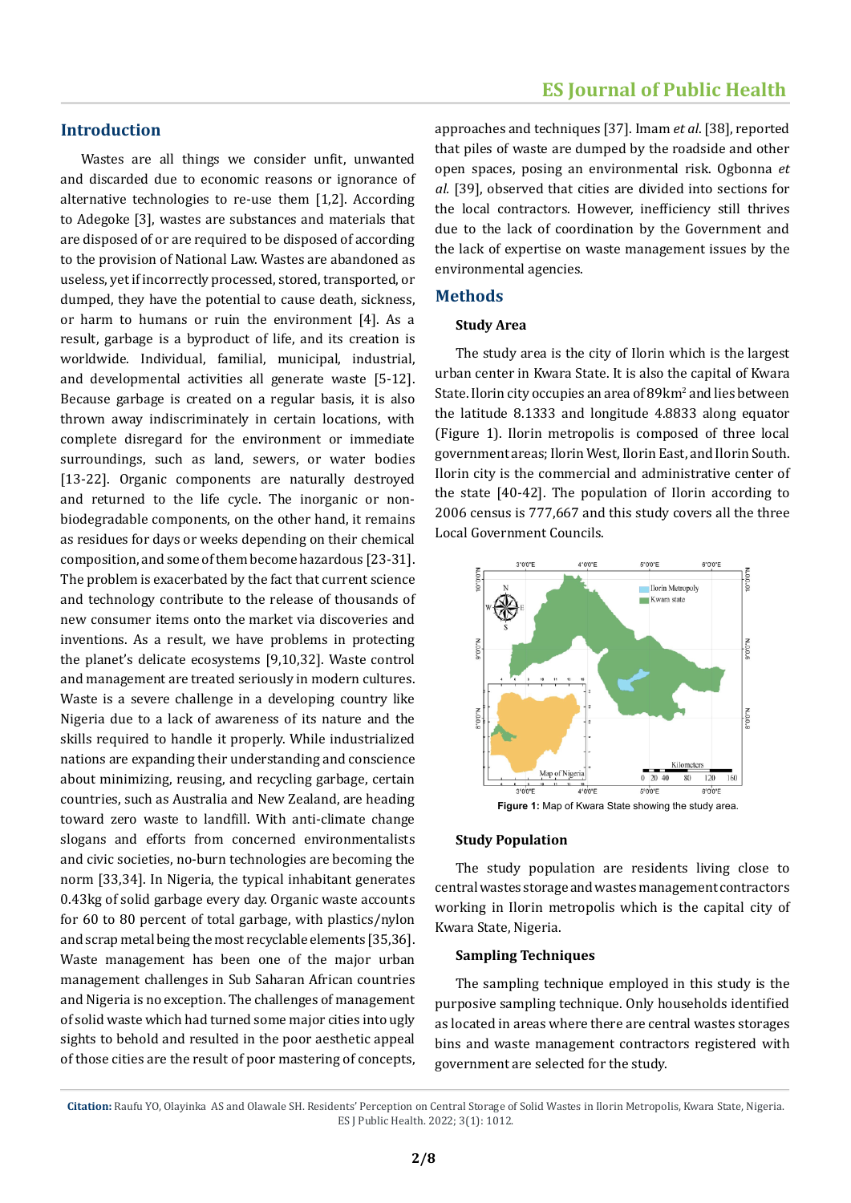## Introduction

Wastes are all things we consider unfit, unwanted and discarded due to economic reasons or ignorance of alternative technologies to re-use them [1,2]. According to Adegoke [3], wastes are substances and materials that are disposed of or are required to be disposed of according to the provision of National Law. Wastes are abandoned as useless, yet if incorrectly processed, stored, transported, or dumped, they have the potential to cause death, sickness, or harm to humans or ruin the environment [4]. As a result, garbage is a byproduct of life, and its creation is worldwide. Individual, familial, municipal, industrial, and developmental activities all generate waste [5-12]. Because garbage is created on a regular basis, it is also thrown away indiscriminately in certain locations, with complete disregard for the environment or immediate surroundings, such as land, sewers, or water bodies [13-22]. Organic components are naturally destroyed and returned to the life cycle. The inorganic or non-biodegradable components, on the other hand, it remains as residues for days or weeks depending on their chemical composition, and some of them become hazardous [23-31]. The problem is exacerbated by the fact that current science and technology contribute to the release of thousands of new consumer items onto the market via discoveries and inventions. As a result, we have problems in protecting the planet's delicate ecosystems [9,10,32]. Waste control and management are treated seriously in modern cultures. Waste is a severe challenge in a developing country like Nigeria due to a lack of awareness of its nature and the skills required to handle it properly. While industrialized nations are expanding their understanding and conscience about minimizing, reusing, and recycling garbage, certain countries, such as Australia and New Zealand, are heading toward zero waste to landfill. With anti-climate change slogans and efforts from concerned environmentalists and civic societies, no-burn technologies are becoming the norm [33,34]. In Nigeria, the typical inhabitant generates 0.43kg of solid garbage every day. Organic waste accounts for 60 to 80 percent of total garbage, with plastics/nylon and scrap metal being the most recyclable elements [35,36]. Waste management has been one of the major urban management challenges in Sub Saharan African countries and Nigeria is no exception. The challenges of management of solid waste which had turned some major cities into ugly sights to behold and resulted in the poor aesthetic appeal of those cities are the result of poor mastering of concepts, approaches and techniques [37]. Imam *et al*. [38], reported that piles of waste are dumped by the roadside and other open spaces, posing an environmental risk. Ogbonna *et al.* [39], observed that cities are divided into sections for the local contractors. However, inefficiency still thrives due to the lack of coordination by the Government and the lack of expertise on waste management issues by the environmental agencies.

## Methods

### Study Area

The study area is the city of Ilorin which is the largest urban center in Kwara State. It is also the capital of Kwara State. Ilorin city occupies an area of 89km$^2$ and lies between the latitude 8.1333 and longitude 4.8833 along equator (Figure 1). Ilorin metropolis is composed of three local government areas; Ilorin West, Ilorin East, and Ilorin South. Ilorin city is the commercial and administrative center of the state [40-42]. The population of Ilorin according to 2006 census is 777,667 and this study covers all the three Local Government Councils.

**Figure 1:** Map of Kwara State showing the study area.

### Study Population

The study population are residents living close to central wastes storage and wastes management contractors working in Ilorin metropolis which is the capital city of Kwara State, Nigeria.

### Sampling Techniques

The sampling technique employed in this study is the purposive sampling technique. Only households identified as located in areas where there are central wastes storages bins and waste management contractors registered with government are selected for the study.

**Citation:** Raufu YO, Olayinka AS and Olawale SH. Residents' Perception on Central Storage of Solid Wastes in Ilorin Metropolis, Kwara State, Nigeria. ES J Public Health. 2022; 3(1): 1012.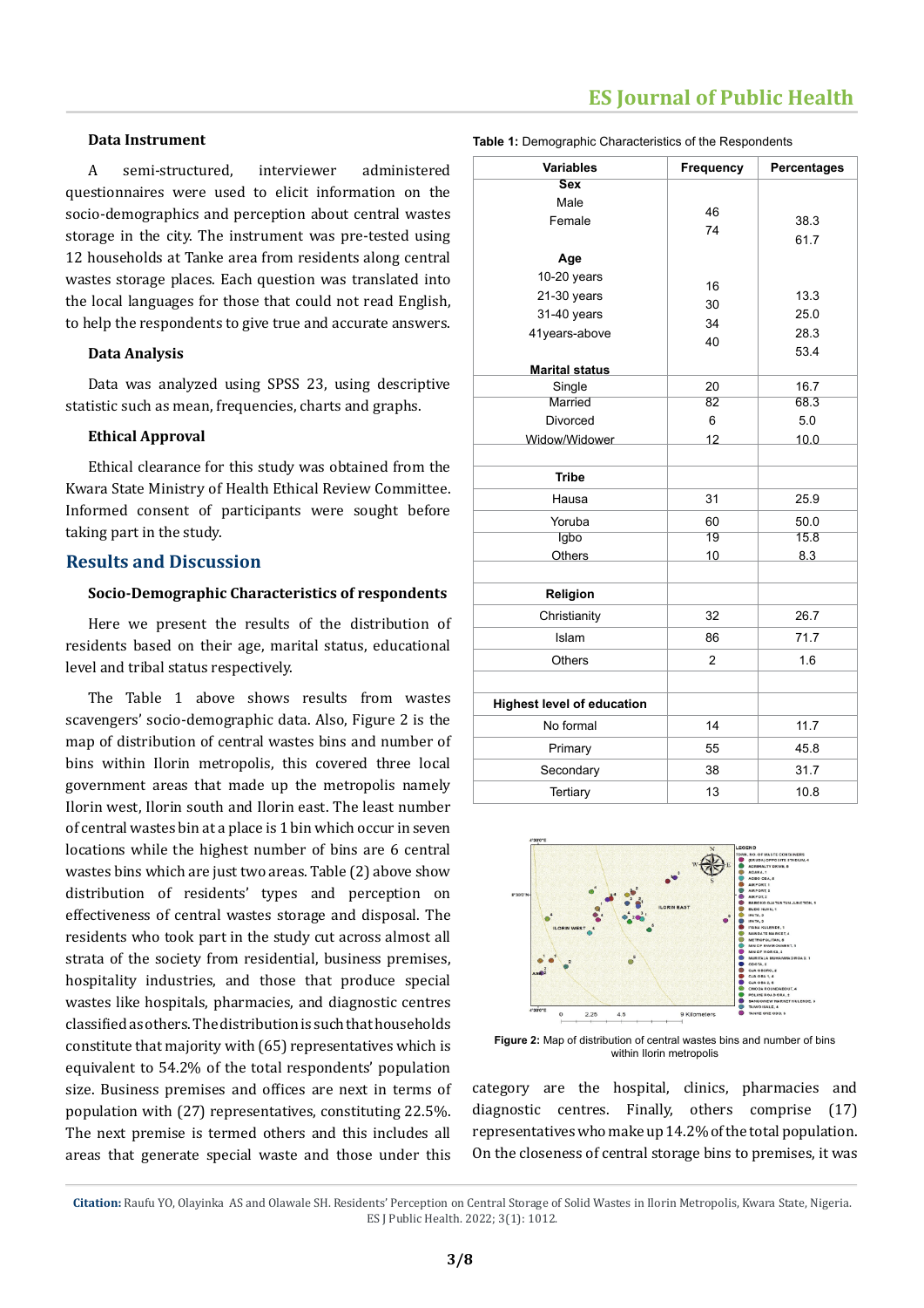### Data Instrument

A semi-structured, interviewer administered questionnaires were used to elicit information on the socio-demographics and perception about central wastes storage in the city. The instrument was pre-tested using 12 households at Tanke area from residents along central wastes storage places. Each question was translated into the local languages for those that could not read English, to help the respondents to give true and accurate answers.

### Data Analysis

Data was analyzed using SPSS 23, using descriptive statistic such as mean, frequencies, charts and graphs.

### Ethical Approval

Ethical clearance for this study was obtained from the Kwara State Ministry of Health Ethical Review Committee. Informed consent of participants were sought before taking part in the study.

## Results and Discussion

### Socio-Demographic Characteristics of respondents

Here we present the results of the distribution of residents based on their age, marital status, educational level and tribal status respectively.

The Table 1 above shows results from wastes scavengers' socio-demographic data. Also, Figure 2 is the map of distribution of central wastes bins and number of bins within Ilorin metropolis, this covered three local government areas that made up the metropolis namely Ilorin west, Ilorin south and Ilorin east. The least number of central wastes bin at a place is 1 bin which occur in seven locations while the highest number of bins are 6 central wastes bins which are just two areas. Table (2) above show distribution of residents' types and perception on effectiveness of central wastes storage and disposal. The residents who took part in the study cut across almost all strata of the society from residential, business premises, hospitality industries, and those that produce special wastes like hospitals, pharmacies, and diagnostic centres classified as others. The distribution is such that households constitute that majority with (65) representatives which is equivalent to 54.2% of the total respondents' population size. Business premises and offices are next in terms of population with (27) representatives, constituting 22.5%. The next premise is termed others and this includes all areas that generate special waste and those under this category are the hospital, clinics, pharmacies and diagnostic centres. Finally, others comprise (17) representatives who make up 14.2% of the total population. On the closeness of central storage bins to premises, it was

**Table 1:** Demographic Characteristics of the Respondents

| Variables | Frequency | Percentages |
|---|---|---|
| **Sex** | | |
| Male | 46 | 38.3 |
| Female | 74 | 61.7 |
| **Age** | | |
| 10-20 years | 16 | 13.3 |
| 21-30 years | 30 | 25.0 |
| 31-40 years | 34 | 28.3 |
| 41years-above | 40 | 53.4 |
| **Marital status** | | |
| Single | 20 | 16.7 |
| Married | 82 | 68.3 |
| Divorced | 6 | 5.0 |
| Widow/Widower | 12 | 10.0 |
| **Tribe** | | |
| Hausa | 31 | 25.9 |
| Yoruba | 60 | 50.0 |
| Igbo | 19 | 15.8 |
| Others | 10 | 8.3 |
| **Religion** | | |
| Christianity | 32 | 26.7 |
| Islam | 86 | 71.7 |
| Others | 2 | 1.6 |
| **Highest level of education** | | |
| No formal | 14 | 11.7 |
| Primary | 55 | 45.8 |
| Secondary | 38 | 31.7 |
| Tertiary | 13 | 10.8 |

**Figure 2:** Map of distribution of central wastes bins and number of bins within Ilorin metropolis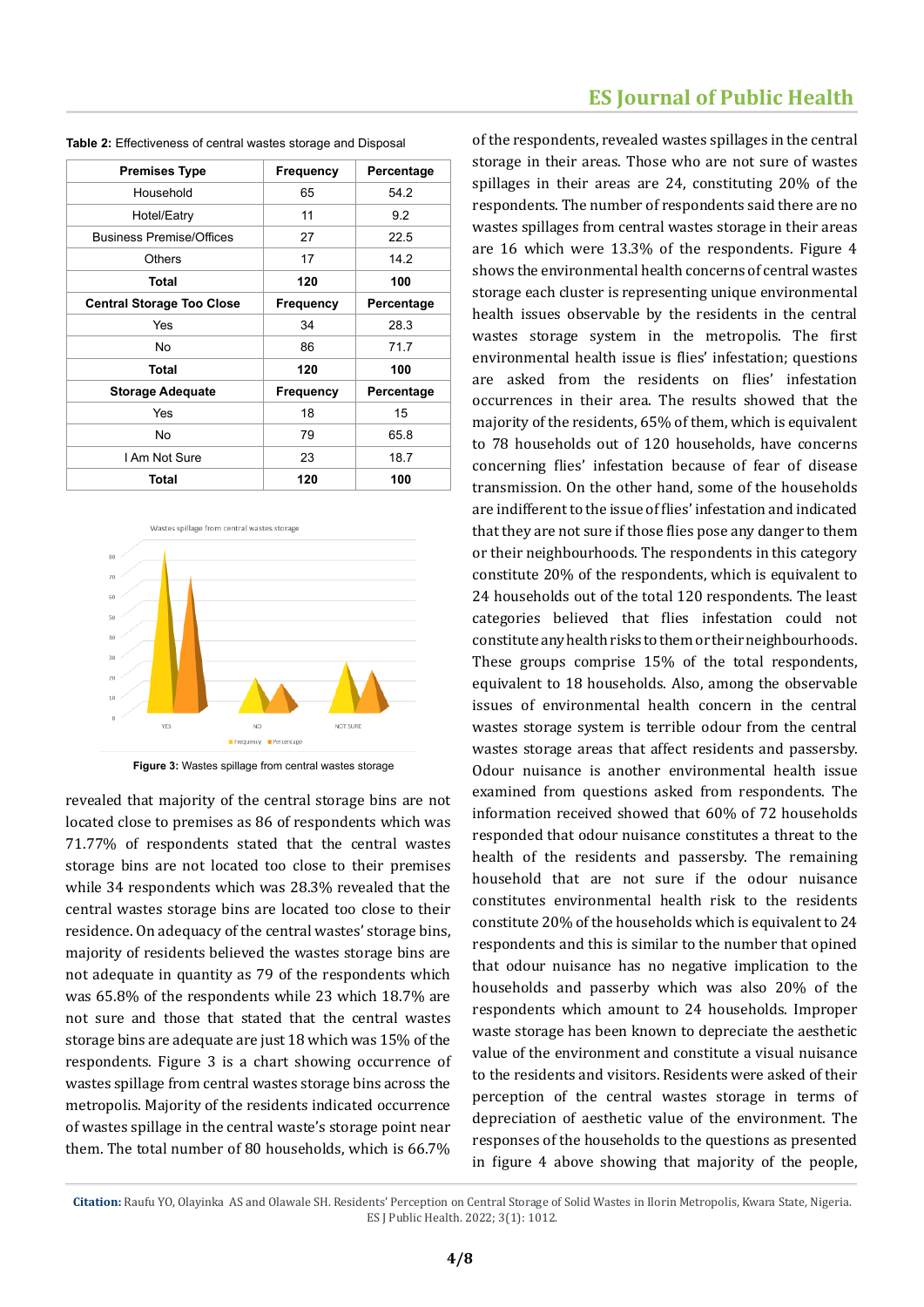**Table 2:** Effectiveness of central wastes storage and Disposal

| Premises Type | Frequency | Percentage |
|---|---|---|
| Household | 65 | 54.2 |
| Hotel/Eatry | 11 | 9.2 |
| Business Premise/Offices | 27 | 22.5 |
| Others | 17 | 14.2 |
| **Total** | **120** | **100** |
| **Central Storage Too Close** | **Frequency** | **Percentage** |
| Yes | 34 | 28.3 |
| No | 86 | 71.7 |
| **Total** | **120** | **100** |
| **Storage Adequate** | **Frequency** | **Percentage** |
| Yes | 18 | 15 |
| No | 79 | 65.8 |
| I Am Not Sure | 23 | 18.7 |
| **Total** | **120** | **100** |

**Figure 3:** Wastes spillage from central wastes storage

revealed that majority of the central storage bins are not located close to premises as 86 of respondents which was 71.77% of respondents stated that the central wastes storage bins are not located too close to their premises while 34 respondents which was 28.3% revealed that the central wastes storage bins are located too close to their residence. On adequacy of the central wastes' storage bins, majority of residents believed the wastes storage bins are not adequate in quantity as 79 of the respondents which was 65.8% of the respondents while 23 which 18.7% are not sure and those that stated that the central wastes storage bins are adequate are just 18 which was 15% of the respondents. Figure 3 is a chart showing occurrence of wastes spillage from central wastes storage bins across the metropolis. Majority of the residents indicated occurrence of wastes spillage in the central waste's storage point near them. The total number of 80 households, which is 66.7% of the respondents, revealed wastes spillages in the central storage in their areas. Those who are not sure of wastes spillages in their areas are 24, constituting 20% of the respondents. The number of respondents said there are no wastes spillages from central wastes storage in their areas are 16 which were 13.3% of the respondents. Figure 4 shows the environmental health concerns of central wastes storage each cluster is representing unique environmental health issues observable by the residents in the central wastes storage system in the metropolis. The first environmental health issue is flies' infestation; questions are asked from the residents on flies' infestation occurrences in their area. The results showed that the majority of the residents, 65% of them, which is equivalent to 78 households out of 120 households, have concerns concerning flies' infestation because of fear of disease transmission. On the other hand, some of the households are indifferent to the issue of flies' infestation and indicated that they are not sure if those flies pose any danger to them or their neighbourhoods. The respondents in this category constitute 20% of the respondents, which is equivalent to 24 households out of the total 120 respondents. The least categories believed that flies infestation could not constitute any health risks to them or their neighbourhoods. These groups comprise 15% of the total respondents, equivalent to 18 households. Also, among the observable issues of environmental health concern in the central wastes storage system is terrible odour from the central wastes storage areas that affect residents and passersby. Odour nuisance is another environmental health issue examined from questions asked from respondents. The information received showed that 60% of 72 households responded that odour nuisance constitutes a threat to the health of the residents and passersby. The remaining household that are not sure if the odour nuisance constitutes environmental health risk to the residents constitute 20% of the households which is equivalent to 24 respondents and this is similar to the number that opined that odour nuisance has no negative implication to the households and passerby which was also 20% of the respondents which amount to 24 households. Improper waste storage has been known to depreciate the aesthetic value of the environment and constitute a visual nuisance to the residents and visitors. Residents were asked of their perception of the central wastes storage in terms of depreciation of aesthetic value of the environment. The responses of the households to the questions as presented in figure 4 above showing that majority of the people,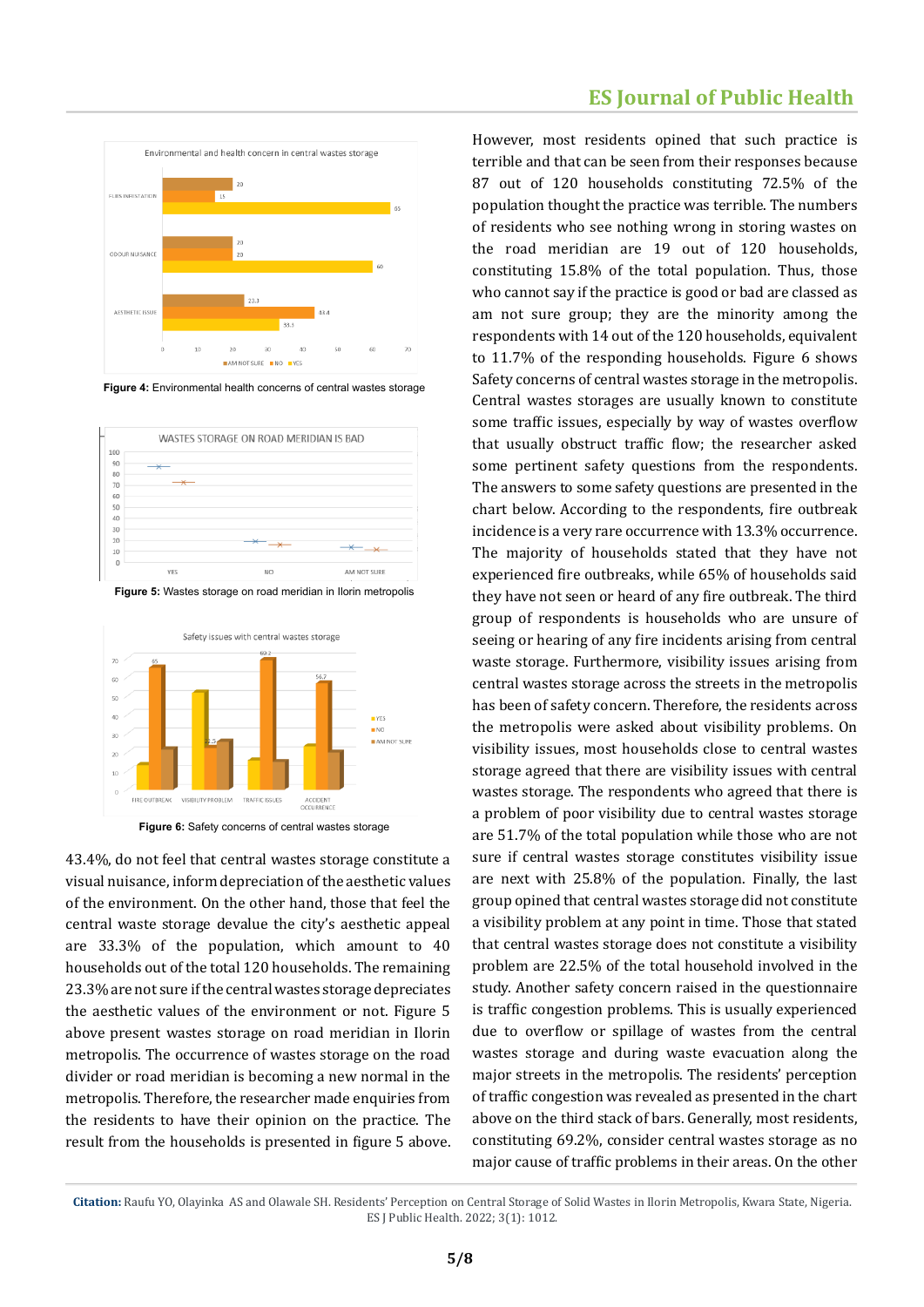Figure 4: Environmental health concerns of central wastes storage

Figure 5: Wastes storage on road meridian in Ilorin metropolis

Figure 6: Safety concerns of central wastes storage

43.4%, do not feel that central wastes storage constitute a visual nuisance, inform depreciation of the aesthetic values of the environment. On the other hand, those that feel the central waste storage devalue the city's aesthetic appeal are 33.3% of the population, which amount to 40 households out of the total 120 households. The remaining 23.3% are not sure if the central wastes storage depreciates the aesthetic values of the environment or not. Figure 5 above present wastes storage on road meridian in Ilorin metropolis. The occurrence of wastes storage on the road divider or road meridian is becoming a new normal in the metropolis. Therefore, the researcher made enquiries from the residents to have their opinion on the practice. The result from the households is presented in figure 5 above.

However, most residents opined that such practice is terrible and that can be seen from their responses because 87 out of 120 households constituting 72.5% of the population thought the practice was terrible. The numbers of residents who see nothing wrong in storing wastes on the road meridian are 19 out of 120 households, constituting 15.8% of the total population. Thus, those who cannot say if the practice is good or bad are classed as am not sure group; they are the minority among the respondents with 14 out of the 120 households, equivalent to 11.7% of the responding households. Figure 6 shows Safety concerns of central wastes storage in the metropolis. Central wastes storages are usually known to constitute some traffic issues, especially by way of wastes overflow that usually obstruct traffic flow; the researcher asked some pertinent safety questions from the respondents. The answers to some safety questions are presented in the chart below. According to the respondents, fire outbreak incidence is a very rare occurrence with 13.3% occurrence. The majority of households stated that they have not experienced fire outbreaks, while 65% of households said they have not seen or heard of any fire outbreak. The third group of respondents is households who are unsure of seeing or hearing of any fire incidents arising from central waste storage. Furthermore, visibility issues arising from central wastes storage across the streets in the metropolis has been of safety concern. Therefore, the residents across the metropolis were asked about visibility problems. On visibility issues, most households close to central wastes storage agreed that there are visibility issues with central wastes storage. The respondents who agreed that there is a problem of poor visibility due to central wastes storage are 51.7% of the total population while those who are not sure if central wastes storage constitutes visibility issue are next with 25.8% of the population. Finally, the last group opined that central wastes storage did not constitute a visibility problem at any point in time. Those that stated that central wastes storage does not constitute a visibility problem are 22.5% of the total household involved in the study. Another safety concern raised in the questionnaire is traffic congestion problems. This is usually experienced due to overflow or spillage of wastes from the central wastes storage and during waste evacuation along the major streets in the metropolis. The residents' perception of traffic congestion was revealed as presented in the chart above on the third stack of bars. Generally, most residents, constituting 69.2%, consider central wastes storage as no major cause of traffic problems in their areas. On the other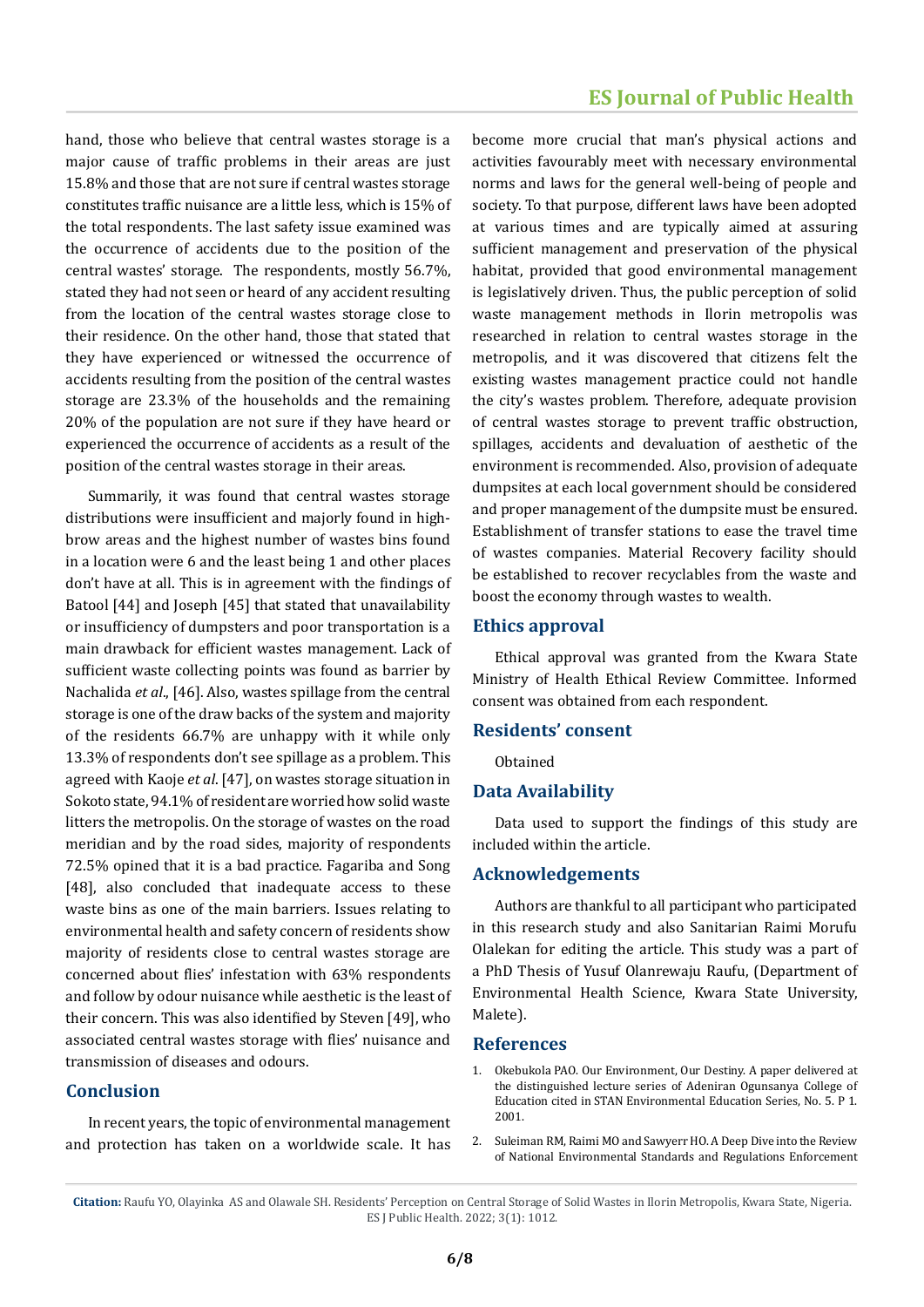hand, those who believe that central wastes storage is a major cause of traffic problems in their areas are just 15.8% and those that are not sure if central wastes storage constitutes traffic nuisance are a little less, which is 15% of the total respondents. The last safety issue examined was the occurrence of accidents due to the position of the central wastes' storage. The respondents, mostly 56.7%, stated they had not seen or heard of any accident resulting from the location of the central wastes storage close to their residence. On the other hand, those that stated that they have experienced or witnessed the occurrence of accidents resulting from the position of the central wastes storage are 23.3% of the households and the remaining 20% of the population are not sure if they have heard or experienced the occurrence of accidents as a result of the position of the central wastes storage in their areas.

Summarily, it was found that central wastes storage distributions were insufficient and majorly found in high-brow areas and the highest number of wastes bins found in a location were 6 and the least being 1 and other places don't have at all. This is in agreement with the findings of Batool [44] and Joseph [45] that stated that unavailability or insufficiency of dumpsters and poor transportation is a main drawback for efficient wastes management. Lack of sufficient waste collecting points was found as barrier by Nachalida *et al*., [46]. Also, wastes spillage from the central storage is one of the draw backs of the system and majority of the residents 66.7% are unhappy with it while only 13.3% of respondents don't see spillage as a problem. This agreed with Kaoje *et al*. [47], on wastes storage situation in Sokoto state, 94.1% of resident are worried how solid waste litters the metropolis. On the storage of wastes on the road meridian and by the road sides, majority of respondents 72.5% opined that it is a bad practice. Fagariba and Song [48], also concluded that inadequate access to these waste bins as one of the main barriers. Issues relating to environmental health and safety concern of residents show majority of residents close to central wastes storage are concerned about flies' infestation with 63% respondents and follow by odour nuisance while aesthetic is the least of their concern. This was also identified by Steven [49], who associated central wastes storage with flies' nuisance and transmission of diseases and odours.

## Conclusion

In recent years, the topic of environmental management and protection has taken on a worldwide scale. It has become more crucial that man's physical actions and activities favourably meet with necessary environmental norms and laws for the general well-being of people and society. To that purpose, different laws have been adopted at various times and are typically aimed at assuring sufficient management and preservation of the physical habitat, provided that good environmental management is legislatively driven. Thus, the public perception of solid waste management methods in Ilorin metropolis was researched in relation to central wastes storage in the metropolis, and it was discovered that citizens felt the existing wastes management practice could not handle the city's wastes problem. Therefore, adequate provision of central wastes storage to prevent traffic obstruction, spillages, accidents and devaluation of aesthetic of the environment is recommended. Also, provision of adequate dumpsites at each local government should be considered and proper management of the dumpsite must be ensured. Establishment of transfer stations to ease the travel time of wastes companies. Material Recovery facility should be established to recover recyclables from the waste and boost the economy through wastes to wealth.

## Ethics approval

Ethical approval was granted from the Kwara State Ministry of Health Ethical Review Committee. Informed consent was obtained from each respondent.

## Residents' consent

Obtained

## Data Availability

Data used to support the findings of this study are included within the article.

## Acknowledgements

Authors are thankful to all participant who participated in this research study and also Sanitarian Raimi Morufu Olalekan for editing the article. This study was a part of a PhD Thesis of Yusuf Olanrewaju Raufu, (Department of Environmental Health Science, Kwara State University, Malete).

## References

1. Okebukola PAO. Our Environment, Our Destiny. A paper delivered at the distinguished lecture series of Adeniran Ogunsanya College of Education cited in STAN Environmental Education Series, No. 5. P 1. 2001.
2. Suleiman RM, Raimi MO and Sawyerr HO. A Deep Dive into the Review of National Environmental Standards and Regulations Enforcement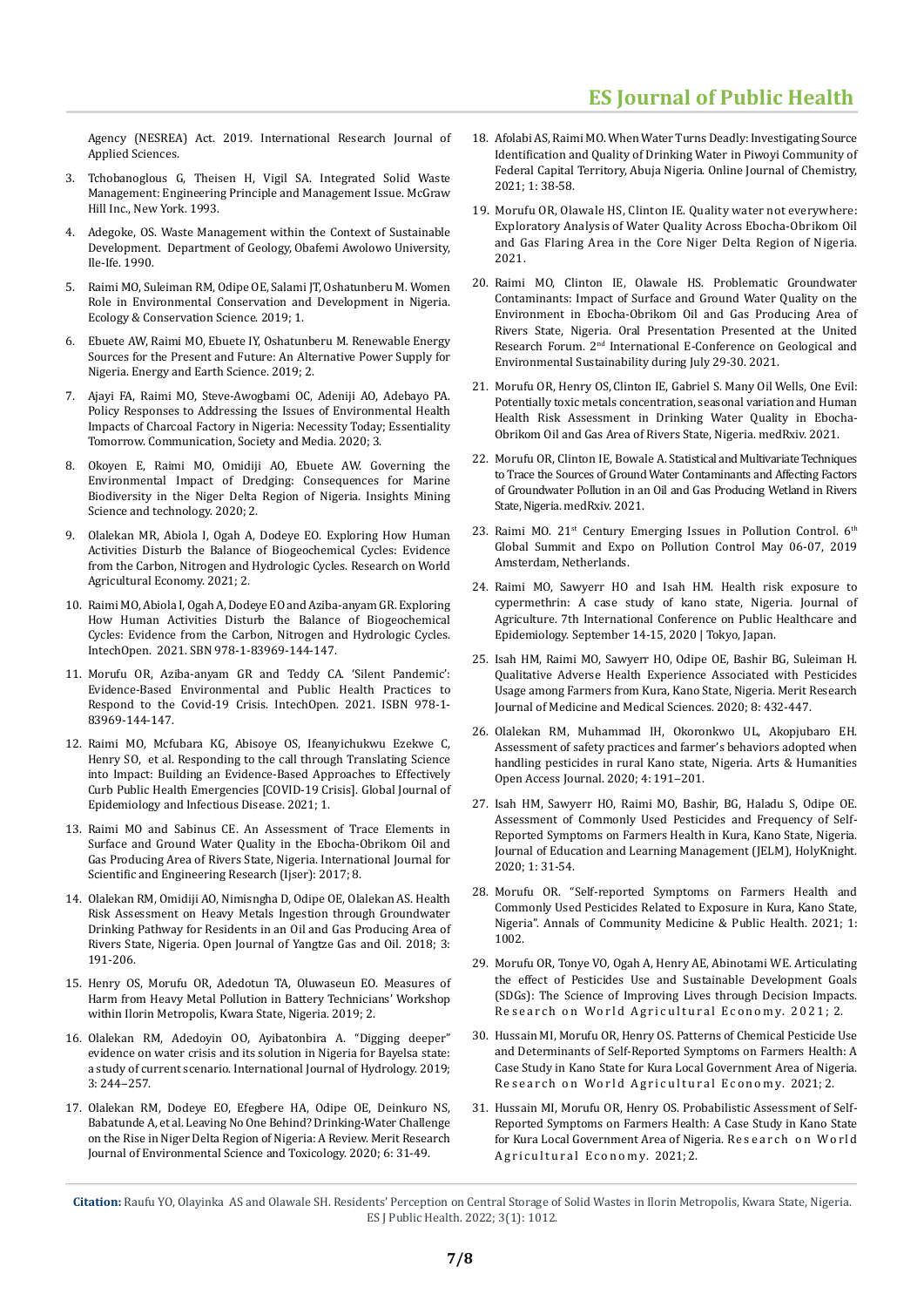Agency (NESREA) Act. 2019. International Research Journal of Applied Sciences.

3. Tchobanoglous G, Theisen H, Vigil SA. Integrated Solid Waste Management: Engineering Principle and Management Issue. McGraw Hill Inc., New York. 1993.

4. Adegoke, OS. Waste Management within the Context of Sustainable Development. Department of Geology, Obafemi Awolowo University, Ile-Ife. 1990.

5. Raimi MO, Suleiman RM, Odipe OE, Salami JT, Oshatunberu M. Women Role in Environmental Conservation and Development in Nigeria. Ecology & Conservation Science. 2019; 1.

6. Ebuete AW, Raimi MO, Ebuete IY, Oshatunberu M. Renewable Energy Sources for the Present and Future: An Alternative Power Supply for Nigeria. Energy and Earth Science. 2019; 2.

7. Ajayi FA, Raimi MO, Steve-Awogbami OC, Adeniji AO, Adebayo PA. Policy Responses to Addressing the Issues of Environmental Health Impacts of Charcoal Factory in Nigeria: Necessity Today; Essentiality Tomorrow. Communication, Society and Media. 2020; 3.

8. Okoyen E, Raimi MO, Omidiji AO, Ebuete AW. Governing the Environmental Impact of Dredging: Consequences for Marine Biodiversity in the Niger Delta Region of Nigeria. Insights Mining Science and technology. 2020; 2.

9. Olalekan MR, Abiola I, Ogah A, Dodeye EO. Exploring How Human Activities Disturb the Balance of Biogeochemical Cycles: Evidence from the Carbon, Nitrogen and Hydrologic Cycles. Research on World Agricultural Economy. 2021; 2.

10. Raimi MO, Abiola I, Ogah A, Dodeye EO and Aziba-anyam GR. Exploring How Human Activities Disturb the Balance of Biogeochemical Cycles: Evidence from the Carbon, Nitrogen and Hydrologic Cycles. IntechOpen. 2021. SBN 978-1-83969-144-147.

11. Morufu OR, Aziba-anyam GR and Teddy CA. 'Silent Pandemic': Evidence-Based Environmental and Public Health Practices to Respond to the Covid-19 Crisis. IntechOpen. 2021. ISBN 978-1-83969-144-147.

12. Raimi MO, Mcfubara KG, Abisoye OS, Ifeanyichukwu Ezekwe C, Henry SO, et al. Responding to the call through Translating Science into Impact: Building an Evidence-Based Approaches to Effectively Curb Public Health Emergencies [COVID-19 Crisis]. Global Journal of Epidemiology and Infectious Disease. 2021; 1.

13. Raimi MO and Sabinus CE. An Assessment of Trace Elements in Surface and Ground Water Quality in the Ebocha-Obrikom Oil and Gas Producing Area of Rivers State, Nigeria. International Journal for Scientific and Engineering Research (Ijser): 2017; 8.

14. Olalekan RM, Omidiji AO, Nimisngha D, Odipe OE, Olalekan AS. Health Risk Assessment on Heavy Metals Ingestion through Groundwater Drinking Pathway for Residents in an Oil and Gas Producing Area of Rivers State, Nigeria. Open Journal of Yangtze Gas and Oil. 2018; 3: 191-206.

15. Henry OS, Morufu OR, Adedotun TA, Oluwaseun EO. Measures of Harm from Heavy Metal Pollution in Battery Technicians' Workshop within Ilorin Metropolis, Kwara State, Nigeria. 2019; 2.

16. Olalekan RM, Adedoyin OO, Ayibatonbira A. "Digging deeper" evidence on water crisis and its solution in Nigeria for Bayelsa state: a study of current scenario. International Journal of Hydrology. 2019; 3: 244–257.

17. Olalekan RM, Dodeye EO, Efegbere HA, Odipe OE, Deinkuro NS, Babatunde A, et al. Leaving No One Behind? Drinking-Water Challenge on the Rise in Niger Delta Region of Nigeria: A Review. Merit Research Journal of Environmental Science and Toxicology. 2020; 6: 31-49.

18. Afolabi AS, Raimi MO. When Water Turns Deadly: Investigating Source Identification and Quality of Drinking Water in Piwoyi Community of Federal Capital Territory, Abuja Nigeria. Online Journal of Chemistry, 2021; 1: 38-58.

19. Morufu OR, Olawale HS, Clinton IE. Quality water not everywhere: Exploratory Analysis of Water Quality Across Ebocha-Obrikom Oil and Gas Flaring Area in the Core Niger Delta Region of Nigeria. 2021.

20. Raimi MO, Clinton IE, Olawale HS. Problematic Groundwater Contaminants: Impact of Surface and Ground Water Quality on the Environment in Ebocha-Obrikom Oil and Gas Producing Area of Rivers State, Nigeria. Oral Presentation Presented at the United Research Forum. 2nd International E-Conference on Geological and Environmental Sustainability during July 29-30. 2021.

21. Morufu OR, Henry OS, Clinton IE, Gabriel S. Many Oil Wells, One Evil: Potentially toxic metals concentration, seasonal variation and Human Health Risk Assessment in Drinking Water Quality in Ebocha-Obrikom Oil and Gas Area of Rivers State, Nigeria. medRxiv. 2021.

22. Morufu OR, Clinton IE, Bowale A. Statistical and Multivariate Techniques to Trace the Sources of Ground Water Contaminants and Affecting Factors of Groundwater Pollution in an Oil and Gas Producing Wetland in Rivers State, Nigeria. medRxiv. 2021.

23. Raimi MO. 21st Century Emerging Issues in Pollution Control. 6th Global Summit and Expo on Pollution Control May 06-07, 2019 Amsterdam, Netherlands.

24. Raimi MO, Sawyerr HO and Isah HM. Health risk exposure to cypermethrin: A case study of kano state, Nigeria. Journal of Agriculture. 7th International Conference on Public Healthcare and Epidemiology. September 14-15, 2020 | Tokyo, Japan.

25. Isah HM, Raimi MO, Sawyerr HO, Odipe OE, Bashir BG, Suleiman H. Qualitative Adverse Health Experience Associated with Pesticides Usage among Farmers from Kura, Kano State, Nigeria. Merit Research Journal of Medicine and Medical Sciences. 2020; 8: 432-447.

26. Olalekan RM, Muhammad IH, Okoronkwo UL, Akopjubaro EH. Assessment of safety practices and farmer's behaviors adopted when handling pesticides in rural Kano state, Nigeria. Arts & Humanities Open Access Journal. 2020; 4: 191–201.

27. Isah HM, Sawyerr HO, Raimi MO, Bashir, BG, Haladu S, Odipe OE. Assessment of Commonly Used Pesticides and Frequency of Self-Reported Symptoms on Farmers Health in Kura, Kano State, Nigeria. Journal of Education and Learning Management (JELM), HolyKnight. 2020; 1: 31-54.

28. Morufu OR. "Self-reported Symptoms on Farmers Health and Commonly Used Pesticides Related to Exposure in Kura, Kano State, Nigeria". Annals of Community Medicine & Public Health. 2021; 1: 1002.

29. Morufu OR, Tonye VO, Ogah A, Henry AE, Abinotami WE. Articulating the effect of Pesticides Use and Sustainable Development Goals (SDGs): The Science of Improving Lives through Decision Impacts. Research on World Agricultural Economy. 2021; 2.

30. Hussain MI, Morufu OR, Henry OS. Patterns of Chemical Pesticide Use and Determinants of Self-Reported Symptoms on Farmers Health: A Case Study in Kano State for Kura Local Government Area of Nigeria. Research on World Agricultural Economy. 2021; 2.

31. Hussain MI, Morufu OR, Henry OS. Probabilistic Assessment of Self-Reported Symptoms on Farmers Health: A Case Study in Kano State for Kura Local Government Area of Nigeria. Research on World Agricultural Economy. 2021; 2.

**Citation:** Raufu YO, Olayinka AS and Olawale SH. Residents' Perception on Central Storage of Solid Wastes in Ilorin Metropolis, Kwara State, Nigeria. ES J Public Health. 2022; 3(1): 1012.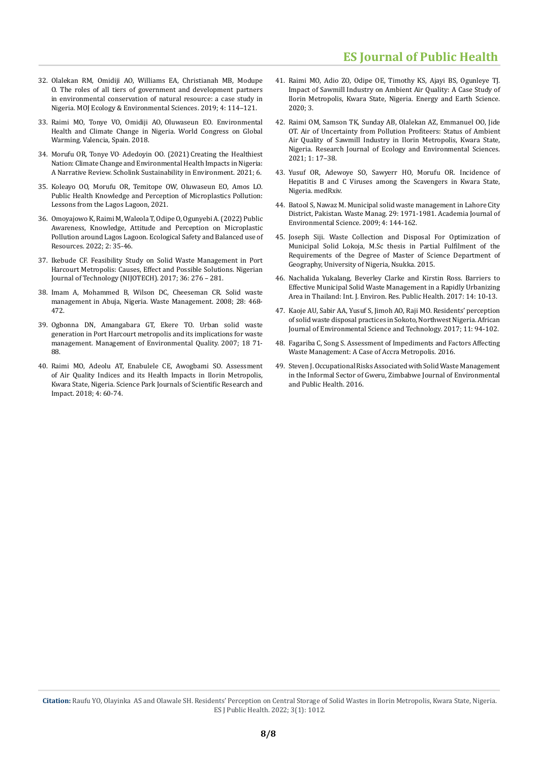32. Olalekan RM, Omidiji AO, Williams EA, Christianah MB, Modupe O. The roles of all tiers of government and development partners in environmental conservation of natural resource: a case study in Nigeria. MOJ Ecology & Environmental Sciences. 2019; 4: 114–121.
33. Raimi MO, Tonye VO, Omidiji AO, Oluwaseun EO. Environmental Health and Climate Change in Nigeria. World Congress on Global Warming. Valencia, Spain. 2018.
34. Morufu OR, Tonye VO· Adedoyin OO. (2021) Creating the Healthiest Nation: Climate Change and Environmental Health Impacts in Nigeria: A Narrative Review. Scholink Sustainability in Environment. 2021; 6.
35. Koleayo OO, Morufu OR, Temitope OW, Oluwaseun EO, Amos LO. Public Health Knowledge and Perception of Microplastics Pollution: Lessons from the Lagos Lagoon, 2021.
36. Omoyajowo K, Raimi M, Waleola T, Odipe O, Ogunyebi A. (2022) Public Awareness, Knowledge, Attitude and Perception on Microplastic Pollution around Lagos Lagoon. Ecological Safety and Balanced use of Resources. 2022; 2: 35-46.
37. Ikebude CF. Feasibility Study on Solid Waste Management in Port Harcourt Metropolis: Causes, Effect and Possible Solutions. Nigerian Journal of Technology (NIJOTECH). 2017; 36: 276 – 281.
38. Imam A, Mohammed B, Wilson DC, Cheeseman CR. Solid waste management in Abuja, Nigeria. Waste Management. 2008; 28: 468-472.
39. Ogbonna DN, Amangabara GT, Ekere TO. Urban solid waste generation in Port Harcourt metropolis and its implications for waste management. Management of Environmental Quality. 2007; 18 71-88.
40. Raimi MO, Adeolu AT, Enabulele CE, Awogbami SO. Assessment of Air Quality Indices and its Health Impacts in Ilorin Metropolis, Kwara State, Nigeria. Science Park Journals of Scientific Research and Impact. 2018; 4: 60-74.
41. Raimi MO, Adio ZO, Odipe OE, Timothy KS, Ajayi BS, Ogunleye TJ. Impact of Sawmill Industry on Ambient Air Quality: A Case Study of Ilorin Metropolis, Kwara State, Nigeria. Energy and Earth Science. 2020; 3.
42. Raimi OM, Samson TK, Sunday AB, Olalekan AZ, Emmanuel OO, Jide OT. Air of Uncertainty from Pollution Profiteers: Status of Ambient Air Quality of Sawmill Industry in Ilorin Metropolis, Kwara State, Nigeria. Research Journal of Ecology and Environmental Sciences. 2021; 1: 17–38.
43. Yusuf OR, Adewoye SO, Sawyerr HO, Morufu OR. Incidence of Hepatitis B and C Viruses among the Scavengers in Kwara State, Nigeria. medRxiv.
44. Batool S, Nawaz M. Municipal solid waste management in Lahore City District, Pakistan. Waste Manag. 29: 1971-1981. Academia Journal of Environmental Science. 2009; 4: 144-162.
45. Joseph Siji. Waste Collection and Disposal For Optimization of Municipal Solid Lokoja, M.Sc thesis in Partial Fulfilment of the Requirements of the Degree of Master of Science Department of Geography, University of Nigeria, Nsukka. 2015.
46. Nachalida Yukalang, Beverley Clarke and Kirstin Ross. Barriers to Effective Municipal Solid Waste Management in a Rapidly Urbanizing Area in Thailand: Int. J. Environ. Res. Public Health. 2017: 14: 10-13.
47. Kaoje AU, Sabir AA, Yusuf S, Jimoh AO, Raji MO. Residents' perception of solid waste disposal practices in Sokoto, Northwest Nigeria. African Journal of Environmental Science and Technology. 2017; 11: 94-102.
48. Fagariba C, Song S. Assessment of Impediments and Factors Affecting Waste Management: A Case of Accra Metropolis. 2016.
49. Steven J. Occupational Risks Associated with Solid Waste Management in the Informal Sector of Gweru, Zimbabwe Journal of Environmental and Public Health. 2016.